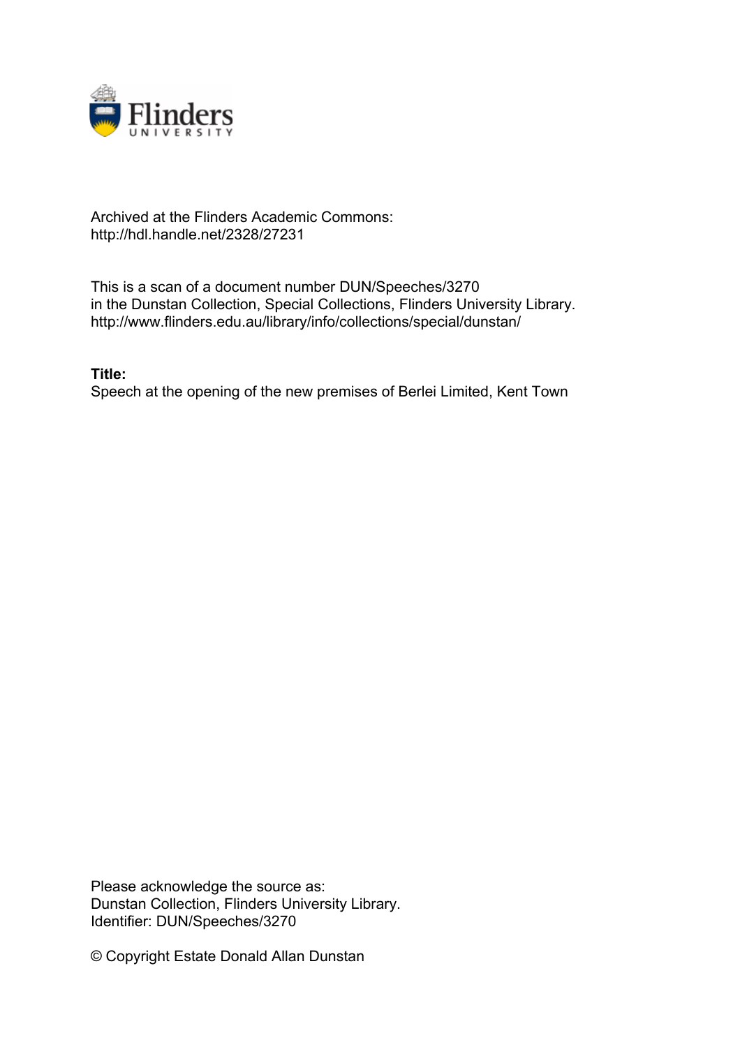Archived at the Flinders Academic Commons:
http://hdl.handle.net/2328/27231

This is a scan of a document number DUN/Speeches/3270
in the Dunstan Collection, Special Collections, Flinders University Library.
http://www.flinders.edu.au/library/info/collections/special/dunstan/

**Title:**
Speech at the opening of the new premises of Berlei Limited, Kent Town

Please acknowledge the source as:
Dunstan Collection, Flinders University Library.
Identifier: DUN/Speeches/3270

© Copyright Estate Donald Allan Dunstan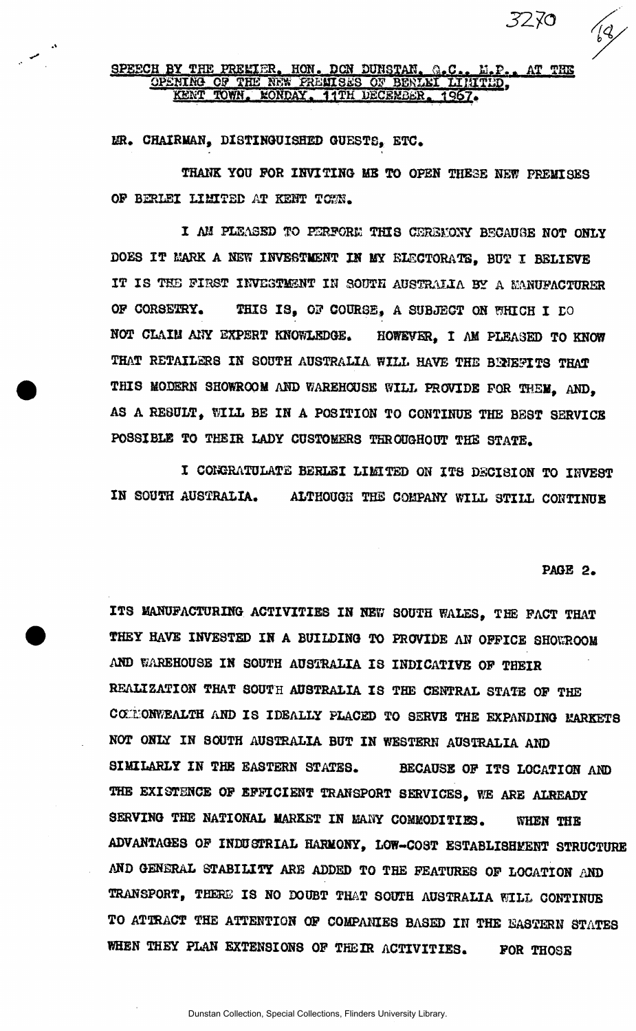3270

SPEECH BY THE PREMIER, HON. DON DUNSTAN, Q.C., M.P., AT THE OPENING OF THE NEW PREMISES OF BERLEI LIMITED, KENT TOWN, MONDAY, 11TH DECEMBER, 1967.

MR. CHAIRMAN, DISTINGUISHED GUESTS, ETC.

THANK YOU FOR INVITING ME TO OPEN THESE NEW PREMISES OF BERLEI LIMITED AT KENT TOWN.

I AM PLEASED TO PERFORM THIS CEREMONY BECAUSE NOT ONLY DOES IT MARK A NEW INVESTMENT IN MY ELECTORATE, BUT I BELIEVE IT IS THE FIRST INVESTMENT IN SOUTH AUSTRALIA BY A MANUFACTURER OF CORSETRY. THIS IS, OF COURSE, A SUBJECT ON WHICH I DO NOT CLAIM ANY EXPERT KNOWLEDGE. HOWEVER, I AM PLEASED TO KNOW THAT RETAILERS IN SOUTH AUSTRALIA WILL HAVE THE BENEFITS THAT THIS MODERN SHOWROOM AND WAREHOUSE WILL PROVIDE FOR THEM, AND, AS A RESULT, WILL BE IN A POSITION TO CONTINUE THE BEST SERVICE POSSIBLE TO THEIR LADY CUSTOMERS THROUGHOUT THE STATE.

I CONGRATULATE BERLEI LIMITED ON ITS DECISION TO INVEST IN SOUTH AUSTRALIA. ALTHOUGH THE COMPANY WILL STILL CONTINUE ITS MANUFACTURING ACTIVITIES IN NEW SOUTH WALES, THE FACT THAT THEY HAVE INVESTED IN A BUILDING TO PROVIDE AN OFFICE SHOWROOM AND WAREHOUSE IN SOUTH AUSTRALIA IS INDICATIVE OF THEIR REALIZATION THAT SOUTH AUSTRALIA IS THE CENTRAL STATE OF THE COMMONWEALTH AND IS IDEALLY PLACED TO SERVE THE EXPANDING MARKETS NOT ONLY IN SOUTH AUSTRALIA BUT IN WESTERN AUSTRALIA AND SIMILARLY IN THE EASTERN STATES. BECAUSE OF ITS LOCATION AND THE EXISTENCE OF EFFICIENT TRANSPORT SERVICES, WE ARE ALREADY SERVING THE NATIONAL MARKET IN MANY COMMODITIES. WHEN THE ADVANTAGES OF INDUSTRIAL HARMONY, LOW-COST ESTABLISHMENT STRUCTURE AND GENERAL STABILITY ARE ADDED TO THE FEATURES OF LOCATION AND TRANSPORT, THERE IS NO DOUBT THAT SOUTH AUSTRALIA WILL CONTINUE TO ATTRACT THE ATTENTION OF COMPANIES BASED IN THE EASTERN STATES WHEN THEY PLAN EXTENSIONS OF THEIR ACTIVITIES. FOR THOSE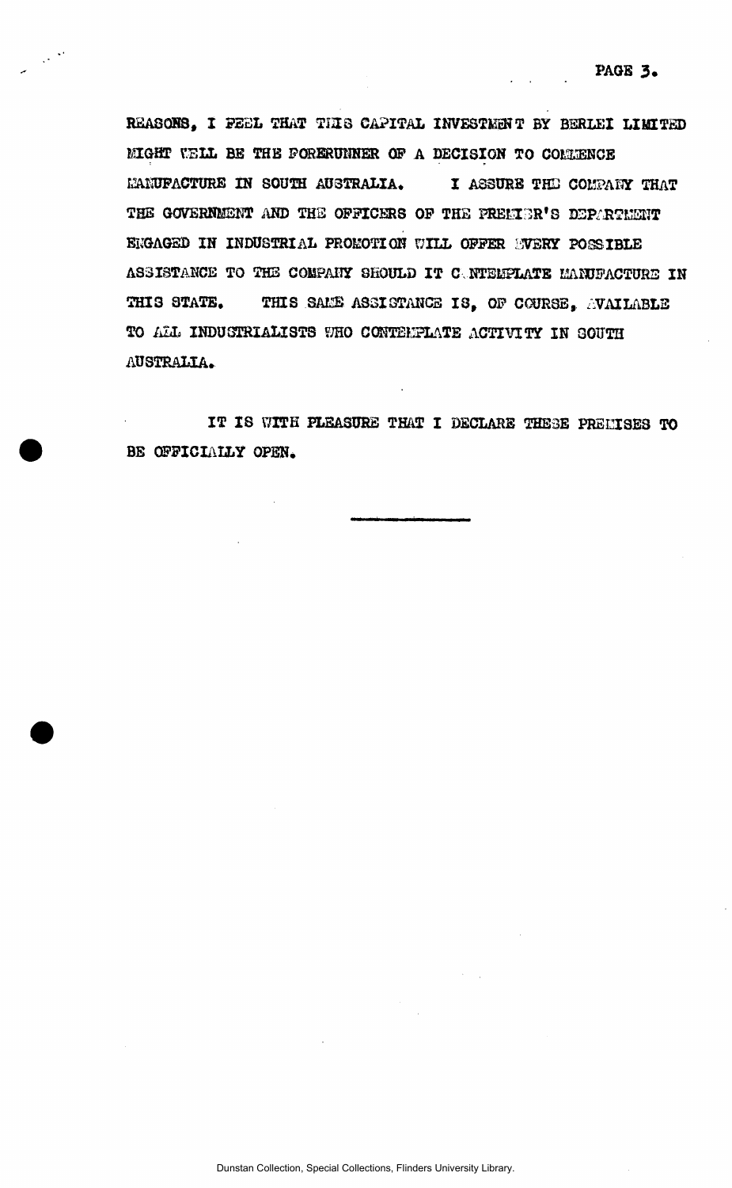REASONS, I FEEL THAT THIS CAPITAL INVESTMENT BY BERLEI LIMITED MIGHT WELL BE THE FORERUNNER OF A DECISION TO COMMENCE MANUFACTURE IN SOUTH AUSTRALIA. I ASSURE THE COMPANY THAT THE GOVERNMENT AND THE OFFICERS OF THE PREMIER'S DEPARTMENT ENGAGED IN INDUSTRIAL PROMOTION WILL OFFER EVERY POSSIBLE ASSISTANCE TO THE COMPANY SHOULD IT CONTEMPLATE MANUFACTURE IN THIS STATE. THIS SAME ASSISTANCE IS, OF COURSE, AVAILABLE TO ALL INDUSTRIALISTS WHO CONTEMPLATE ACTIVITY IN SOUTH AUSTRALIA.

IT IS WITH PLEASURE THAT I DECLARE THESE PREMISES TO BE OFFICIALLY OPEN.

---

Dunstan Collection, Special Collections, Flinders University Library.